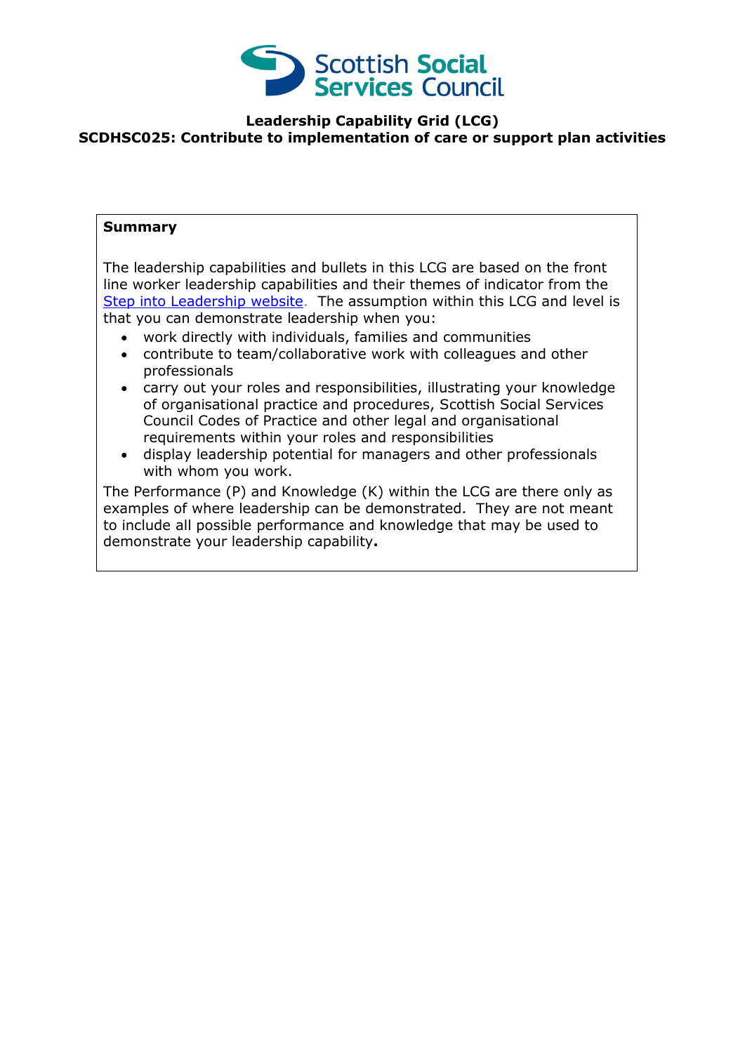Scottish Social Services Council

**Leadership Capability Grid (LCG)**

**SCDHSC025: Contribute to implementation of care or support plan activities**

**Summary**

The leadership capabilities and bullets in this LCG are based on the front line worker leadership capabilities and their themes of indicator from the [Step into Leadership website](). The assumption within this LCG and level is that you can demonstrate leadership when you:

- work directly with individuals, families and communities
- contribute to team/collaborative work with colleagues and other professionals
- carry out your roles and responsibilities, illustrating your knowledge of organisational practice and procedures, Scottish Social Services Council Codes of Practice and other legal and organisational requirements within your roles and responsibilities
- display leadership potential for managers and other professionals with whom you work.

The Performance (P) and Knowledge (K) within the LCG are there only as examples of where leadership can be demonstrated. They are not meant to include all possible performance and knowledge that may be used to demonstrate your leadership capability**.**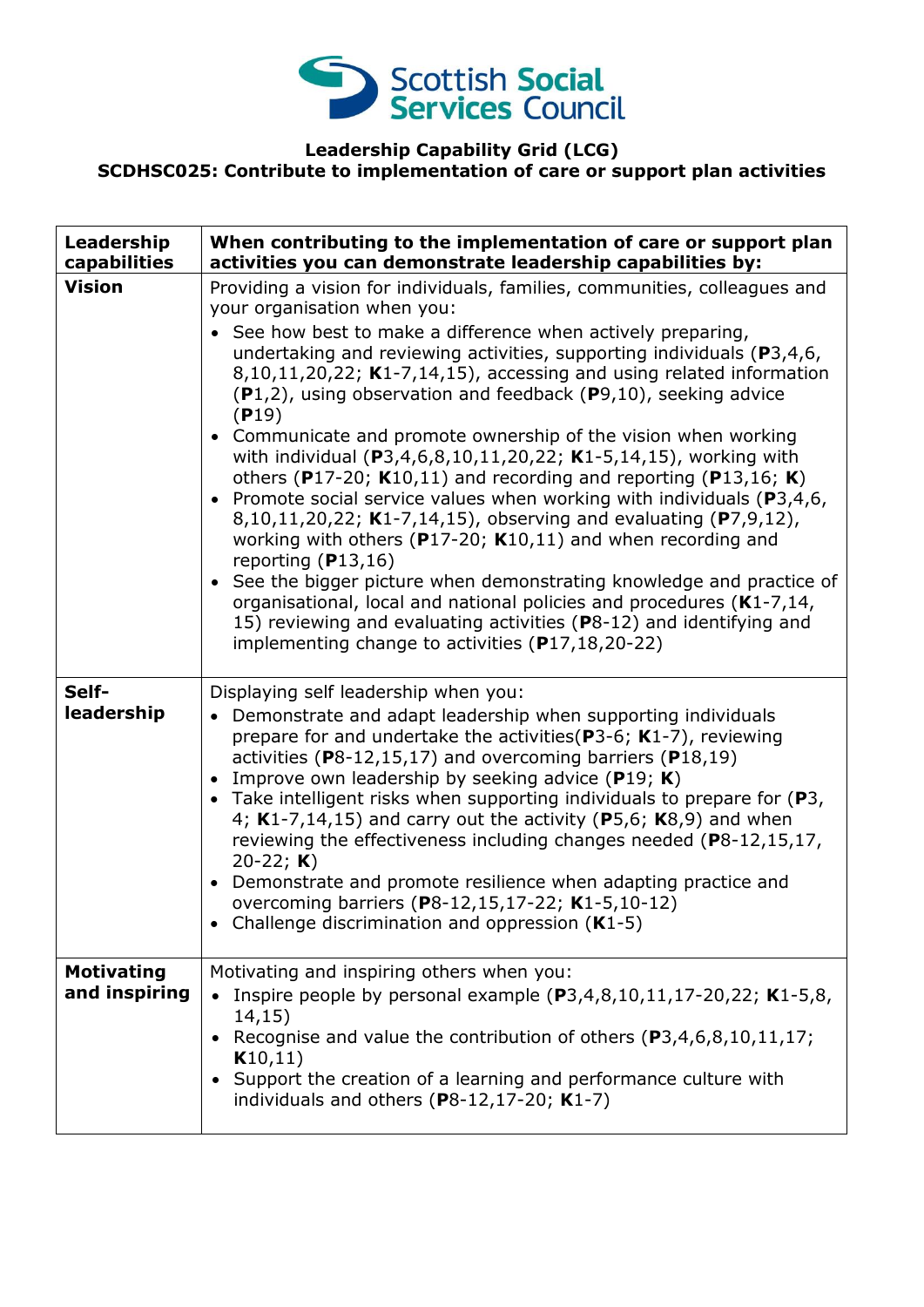**Leadership Capability Grid (LCG)**
**SCDHSC025: Contribute to implementation of care or support plan activities**

| Leadership capabilities | When contributing to the implementation of care or support plan activities you can demonstrate leadership capabilities by: |
|---|---|
| **Vision** | Providing a vision for individuals, families, communities, colleagues and your organisation when you: <br>• See how best to make a difference when actively preparing, undertaking and reviewing activities, supporting individuals (**P**3,4,6, 8,10,11,20,22; **K**1-7,14,15), accessing and using related information (**P**1,2), using observation and feedback (**P**9,10), seeking advice (**P**19) <br>• Communicate and promote ownership of the vision when working with individual (**P**3,4,6,8,10,11,20,22; **K**1-5,14,15), working with others (**P**17-20; **K**10,11) and recording and reporting (**P**13,16; **K**) <br>• Promote social service values when working with individuals (**P**3,4,6, 8,10,11,20,22; **K**1-7,14,15), observing and evaluating (**P**7,9,12), working with others (**P**17-20; **K**10,11) and when recording and reporting (**P**13,16) <br>• See the bigger picture when demonstrating knowledge and practice of organisational, local and national policies and procedures (**K**1-7,14, 15) reviewing and evaluating activities (**P**8-12) and identifying and implementing change to activities (**P**17,18,20-22) |
| **Self-leadership** | Displaying self leadership when you: <br>• Demonstrate and adapt leadership when supporting individuals prepare for and undertake the activities(**P**3-6; **K**1-7), reviewing activities (**P**8-12,15,17) and overcoming barriers (**P**18,19) <br>• Improve own leadership by seeking advice (**P**19; **K**) <br>• Take intelligent risks when supporting individuals to prepare for (**P**3, 4; **K**1-7,14,15) and carry out the activity (**P**5,6; **K**8,9) and when reviewing the effectiveness including changes needed (**P**8-12,15,17, 20-22; **K**) <br>• Demonstrate and promote resilience when adapting practice and overcoming barriers (**P**8-12,15,17-22; **K**1-5,10-12) <br>• Challenge discrimination and oppression (**K**1-5) |
| **Motivating and inspiring** | Motivating and inspiring others when you: <br>• Inspire people by personal example (**P**3,4,8,10,11,17-20,22; **K**1-5,8, 14,15) <br>• Recognise and value the contribution of others (**P**3,4,6,8,10,11,17; **K**10,11) <br>• Support the creation of a learning and performance culture with individuals and others (**P**8-12,17-20; **K**1-7) |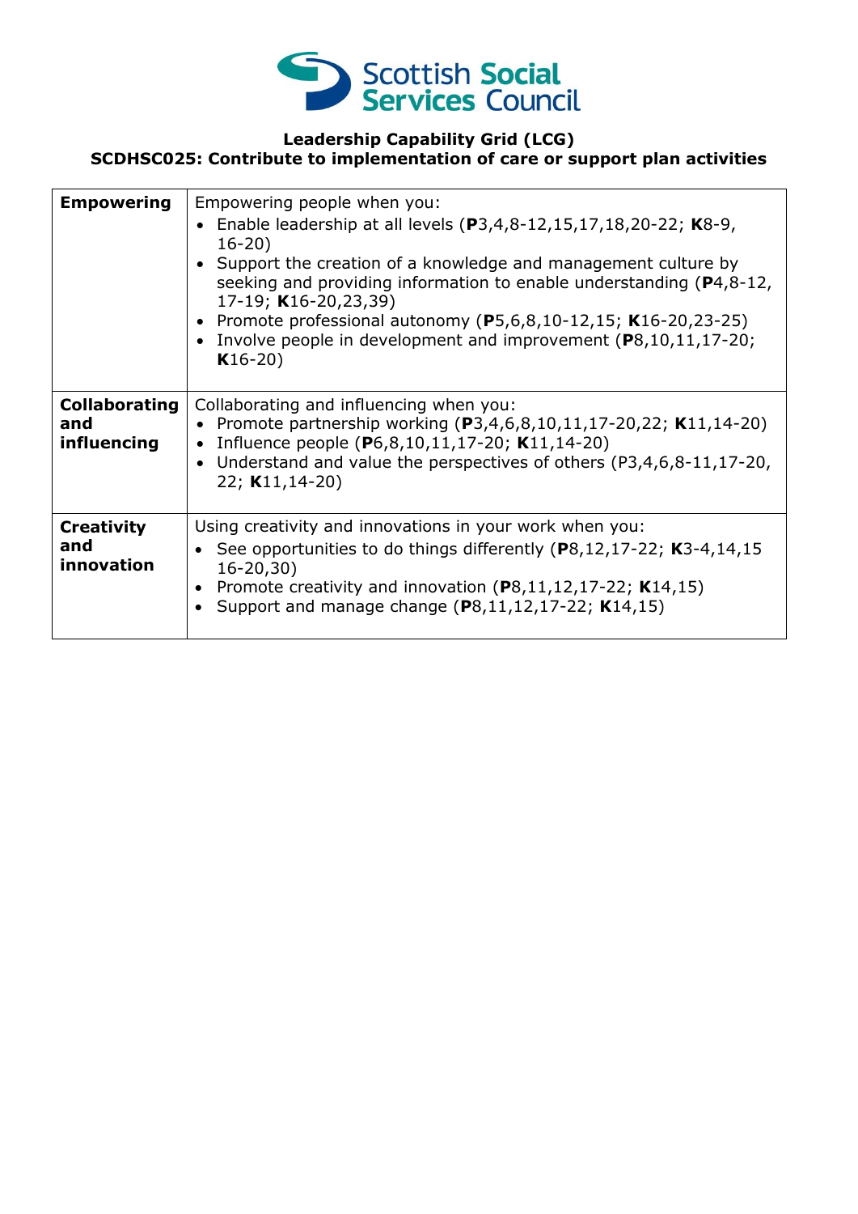Scottish Social Services Council

**Leadership Capability Grid (LCG)**
**SCDHSC025: Contribute to implementation of care or support plan activities**

| | |
|---|---|
| **Empowering** | Empowering people when you:<br>• Enable leadership at all levels (**P**3,4,8-12,15,17,18,20-22; **K**8-9, 16-20)<br>• Support the creation of a knowledge and management culture by seeking and providing information to enable understanding (**P**4,8-12, 17-19; **K**16-20,23,39)<br>• Promote professional autonomy (**P**5,6,8,10-12,15; **K**16-20,23-25)<br>• Involve people in development and improvement (**P**8,10,11,17-20; **K**16-20) |
| **Collaborating and influencing** | Collaborating and influencing when you:<br>• Promote partnership working (**P**3,4,6,8,10,11,17-20,22; **K**11,14-20)<br>• Influence people (**P**6,8,10,11,17-20; **K**11,14-20)<br>• Understand and value the perspectives of others (P3,4,6,8-11,17-20, 22; **K**11,14-20) |
| **Creativity and innovation** | Using creativity and innovations in your work when you:<br>• See opportunities to do things differently (**P**8,12,17-22; **K**3-4,14,15 16-20,30)<br>• Promote creativity and innovation (**P**8,11,12,17-22; **K**14,15)<br>• Support and manage change (**P**8,11,12,17-22; **K**14,15) |